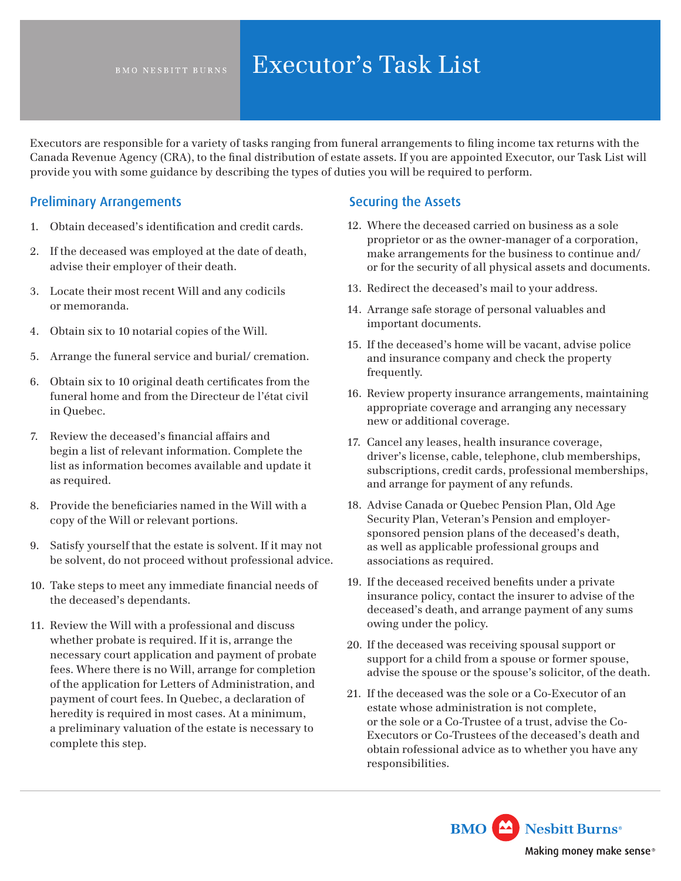BMO NESBITT BURNS

# Executor's Task List

Executors are responsible for a variety of tasks ranging from funeral arrangements to filing income tax returns with the Canada Revenue Agency (CRA), to the final distribution of estate assets. If you are appointed Executor, our Task List will provide you with some guidance by describing the types of duties you will be required to perform.

## Preliminary Arrangements

1. Obtain deceased's identification and credit cards.
2. If the deceased was employed at the date of death, advise their employer of their death.
3. Locate their most recent Will and any codicils or memoranda.
4. Obtain six to 10 notarial copies of the Will.
5. Arrange the funeral service and burial/ cremation.
6. Obtain six to 10 original death certificates from the funeral home and from the Directeur de l'état civil in Quebec.
7. Review the deceased's financial affairs and begin a list of relevant information. Complete the list as information becomes available and update it as required.
8. Provide the beneficiaries named in the Will with a copy of the Will or relevant portions.
9. Satisfy yourself that the estate is solvent. If it may not be solvent, do not proceed without professional advice.
10. Take steps to meet any immediate financial needs of the deceased's dependants.
11. Review the Will with a professional and discuss whether probate is required. If it is, arrange the necessary court application and payment of probate fees. Where there is no Will, arrange for completion of the application for Letters of Administration, and payment of court fees. In Quebec, a declaration of heredity is required in most cases. At a minimum, a preliminary valuation of the estate is necessary to complete this step.

## Securing the Assets

12. Where the deceased carried on business as a sole proprietor or as the owner-manager of a corporation, make arrangements for the business to continue and/ or for the security of all physical assets and documents.
13. Redirect the deceased's mail to your address.
14. Arrange safe storage of personal valuables and important documents.
15. If the deceased's home will be vacant, advise police and insurance company and check the property frequently.
16. Review property insurance arrangements, maintaining appropriate coverage and arranging any necessary new or additional coverage.
17. Cancel any leases, health insurance coverage, driver's license, cable, telephone, club memberships, subscriptions, credit cards, professional memberships, and arrange for payment of any refunds.
18. Advise Canada or Quebec Pension Plan, Old Age Security Plan, Veteran's Pension and employer-sponsored pension plans of the deceased's death, as well as applicable professional groups and associations as required.
19. If the deceased received benefits under a private insurance policy, contact the insurer to advise of the deceased's death, and arrange payment of any sums owing under the policy.
20. If the deceased was receiving spousal support or support for a child from a spouse or former spouse, advise the spouse or the spouse's solicitor, of the death.
21. If the deceased was the sole or a Co-Executor of an estate whose administration is not complete, or the sole or a Co-Trustee of a trust, advise the Co-Executors or Co-Trustees of the deceased's death and obtain rofessional advice as to whether you have any responsibilities.

BMO Nesbitt Burns®

Making money make sense®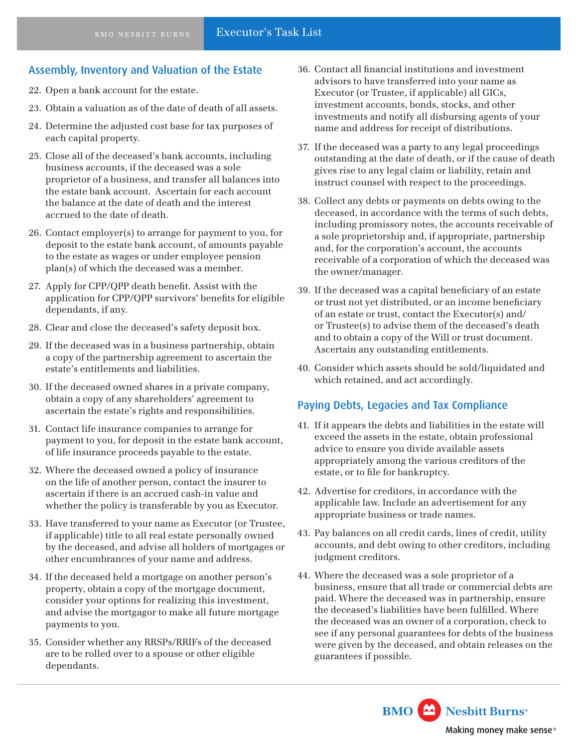## Assembly, Inventory and Valuation of the Estate

22. Open a bank account for the estate.
23. Obtain a valuation as of the date of death of all assets.
24. Determine the adjusted cost base for tax purposes of each capital property.
25. Close all of the deceased's bank accounts, including business accounts, if the deceased was a sole proprietor of a business, and transfer all balances into the estate bank account. Ascertain for each account the balance at the date of death and the interest accrued to the date of death.
26. Contact employer(s) to arrange for payment to you, for deposit to the estate bank account, of amounts payable to the estate as wages or under employee pension plan(s) of which the deceased was a member.
27. Apply for CPP/QPP death benefit. Assist with the application for CPP/QPP survivors' benefits for eligible dependants, if any.
28. Clear and close the deceased's safety deposit box.
29. If the deceased was in a business partnership, obtain a copy of the partnership agreement to ascertain the estate's entitlements and liabilities.
30. If the deceased owned shares in a private company, obtain a copy of any shareholders' agreement to ascertain the estate's rights and responsibilities.
31. Contact life insurance companies to arrange for payment to you, for deposit in the estate bank account, of life insurance proceeds payable to the estate.
32. Where the deceased owned a policy of insurance on the life of another person, contact the insurer to ascertain if there is an accrued cash-in value and whether the policy is transferable by you as Executor.
33. Have transferred to your name as Executor (or Trustee, if applicable) title to all real estate personally owned by the deceased, and advise all holders of mortgages or other encumbrances of your name and address.
34. If the deceased held a mortgage on another person's property, obtain a copy of the mortgage document, consider your options for realizing this investment, and advise the mortgagor to make all future mortgage payments to you.
35. Consider whether any RRSPs/RRIFs of the deceased are to be rolled over to a spouse or other eligible dependants.
36. Contact all financial institutions and investment advisors to have transferred into your name as Executor (or Trustee, if applicable) all GICs, investment accounts, bonds, stocks, and other investments and notify all disbursing agents of your name and address for receipt of distributions.
37. If the deceased was a party to any legal proceedings outstanding at the date of death, or if the cause of death gives rise to any legal claim or liability, retain and instruct counsel with respect to the proceedings.
38. Collect any debts or payments on debts owing to the deceased, in accordance with the terms of such debts, including promissory notes, the accounts receivable of a sole proprietorship and, if appropriate, partnership and, for the corporation's account, the accounts receivable of a corporation of which the deceased was the owner/manager.
39. If the deceased was a capital beneficiary of an estate or trust not yet distributed, or an income beneficiary of an estate or trust, contact the Executor(s) and/or Trustee(s) to advise them of the deceased's death and to obtain a copy of the Will or trust document. Ascertain any outstanding entitlements.
40. Consider which assets should be sold/liquidated and which retained, and act accordingly.

## Paying Debts, Legacies and Tax Compliance

41. If it appears the debts and liabilities in the estate will exceed the assets in the estate, obtain professional advice to ensure you divide available assets appropriately among the various creditors of the estate, or to file for bankruptcy.
42. Advertise for creditors, in accordance with the applicable law. Include an advertisement for any appropriate business or trade names.
43. Pay balances on all credit cards, lines of credit, utility accounts, and debt owing to other creditors, including judgment creditors.
44. Where the deceased was a sole proprietor of a business, ensure that all trade or commercial debts are paid. Where the deceased was in partnership, ensure the deceased's liabilities have been fulfilled. Where the deceased was an owner of a corporation, check to see if any personal guarantees for debts of the business were given by the deceased, and obtain releases on the guarantees if possible.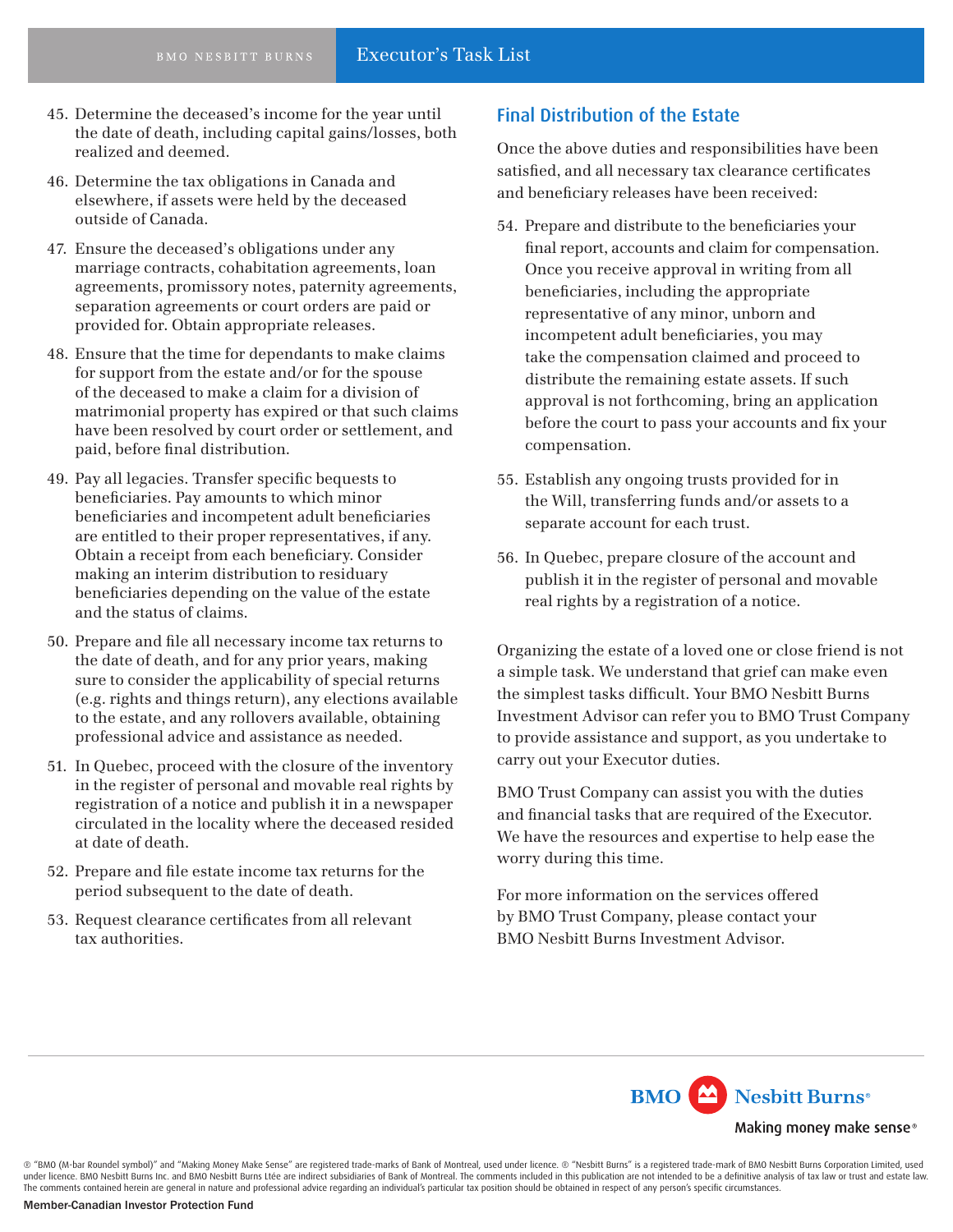45. Determine the deceased's income for the year until the date of death, including capital gains/losses, both realized and deemed.
46. Determine the tax obligations in Canada and elsewhere, if assets were held by the deceased outside of Canada.
47. Ensure the deceased's obligations under any marriage contracts, cohabitation agreements, loan agreements, promissory notes, paternity agreements, separation agreements or court orders are paid or provided for. Obtain appropriate releases.
48. Ensure that the time for dependants to make claims for support from the estate and/or for the spouse of the deceased to make a claim for a division of matrimonial property has expired or that such claims have been resolved by court order or settlement, and paid, before final distribution.
49. Pay all legacies. Transfer specific bequests to beneficiaries. Pay amounts to which minor beneficiaries and incompetent adult beneficiaries are entitled to their proper representatives, if any. Obtain a receipt from each beneficiary. Consider making an interim distribution to residuary beneficiaries depending on the value of the estate and the status of claims.
50. Prepare and file all necessary income tax returns to the date of death, and for any prior years, making sure to consider the applicability of special returns (e.g. rights and things return), any elections available to the estate, and any rollovers available, obtaining professional advice and assistance as needed.
51. In Quebec, proceed with the closure of the inventory in the register of personal and movable real rights by registration of a notice and publish it in a newspaper circulated in the locality where the deceased resided at date of death.
52. Prepare and file estate income tax returns for the period subsequent to the date of death.
53. Request clearance certificates from all relevant tax authorities.

## Final Distribution of the Estate

Once the above duties and responsibilities have been satisfied, and all necessary tax clearance certificates and beneficiary releases have been received:

54. Prepare and distribute to the beneficiaries your final report, accounts and claim for compensation. Once you receive approval in writing from all beneficiaries, including the appropriate representative of any minor, unborn and incompetent adult beneficiaries, you may take the compensation claimed and proceed to distribute the remaining estate assets. If such approval is not forthcoming, bring an application before the court to pass your accounts and fix your compensation.
55. Establish any ongoing trusts provided for in the Will, transferring funds and/or assets to a separate account for each trust.
56. In Quebec, prepare closure of the account and publish it in the register of personal and movable real rights by a registration of a notice.

Organizing the estate of a loved one or close friend is not a simple task. We understand that grief can make even the simplest tasks difficult. Your BMO Nesbitt Burns Investment Advisor can refer you to BMO Trust Company to provide assistance and support, as you undertake to carry out your Executor duties.

BMO Trust Company can assist you with the duties and financial tasks that are required of the Executor. We have the resources and expertise to help ease the worry during this time.

For more information on the services offered by BMO Trust Company, please contact your BMO Nesbitt Burns Investment Advisor.

BMO Nesbitt Burns®

Making money make sense®

® "BMO (M-bar Roundel symbol)" and "Making Money Make Sense" are registered trade-marks of Bank of Montreal, used under licence. ® "Nesbitt Burns" is a registered trade-mark of BMO Nesbitt Burns Corporation Limited, used under licence. BMO Nesbitt Burns Inc. and BMO Nesbitt Burns Ltée are indirect subsidiaries of Bank of Montreal. The comments included in this publication are not intended to be a definitive analysis of tax law or trust and estate law. The comments contained herein are general in nature and professional advice regarding an individual's particular tax position should be obtained in respect of any person's specific circumstances.

Member-Canadian Investor Protection Fund